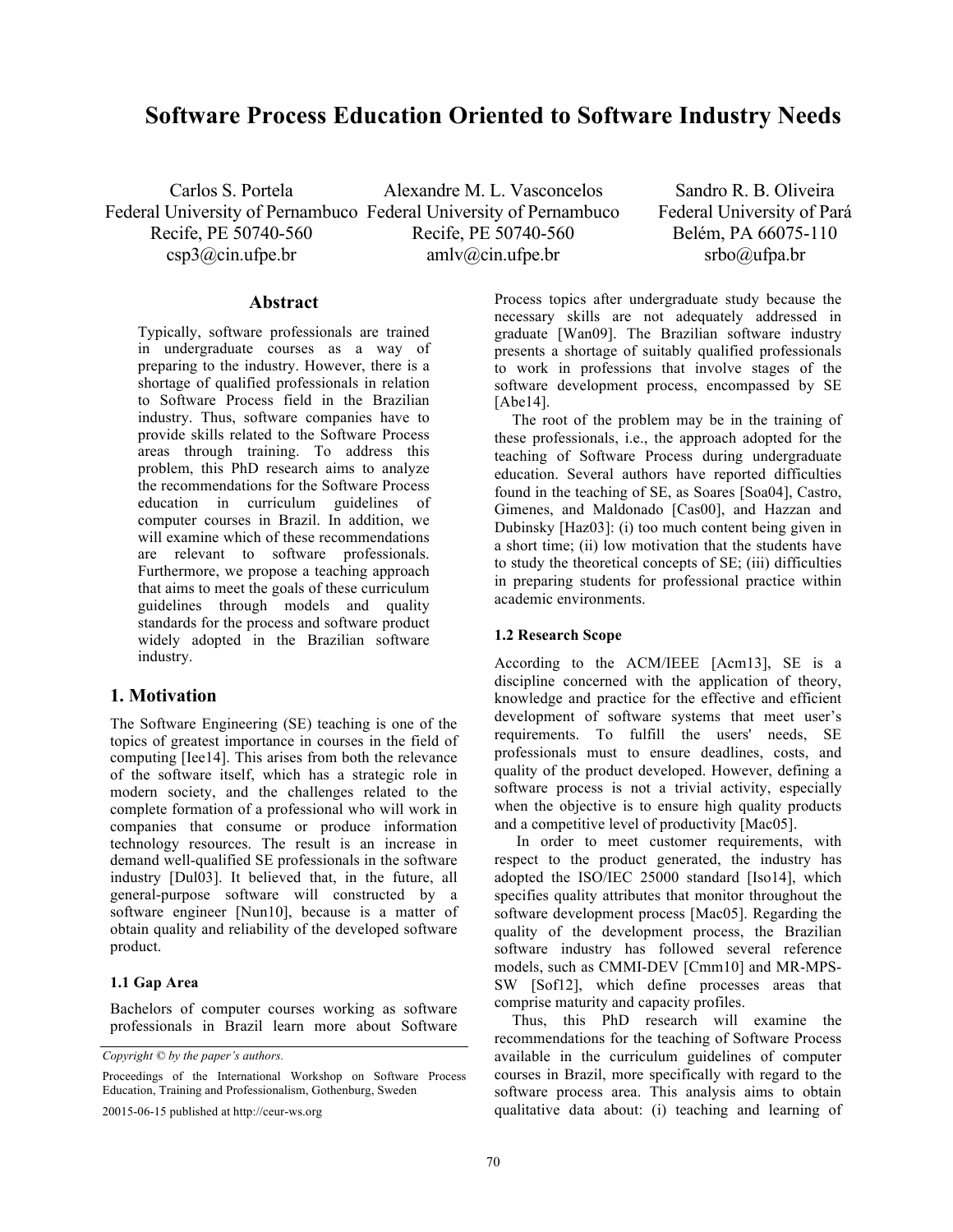# Software Process Education Oriented to Software Industry Needs

Carlos S. Portela
Federal University of Pernambuco
Recife, PE 50740-560
csp3@cin.ufpe.br

Alexandre M. L. Vasconcelos
Federal University of Pernambuco
Recife, PE 50740-560
amlv@cin.ufpe.br

Sandro R. B. Oliveira
Federal University of Pará
Belém, PA 66075-110
srbo@ufpa.br

## Abstract

Typically, software professionals are trained in undergraduate courses as a way of preparing to the industry. However, there is a shortage of qualified professionals in relation to Software Process field in the Brazilian industry. Thus, software companies have to provide skills related to the Software Process areas through training. To address this problem, this PhD research aims to analyze the recommendations for the Software Process education in curriculum guidelines of computer courses in Brazil. In addition, we will examine which of these recommendations are relevant to software professionals. Furthermore, we propose a teaching approach that aims to meet the goals of these curriculum guidelines through models and quality standards for the process and software product widely adopted in the Brazilian software industry.

## 1. Motivation

The Software Engineering (SE) teaching is one of the topics of greatest importance in courses in the field of computing [Iee14]. This arises from both the relevance of the software itself, which has a strategic role in modern society, and the challenges related to the complete formation of a professional who will work in companies that consume or produce information technology resources. The result is an increase in demand well-qualified SE professionals in the software industry [Dul03]. It believed that, in the future, all general-purpose software will constructed by a software engineer [Nun10], because is a matter of obtain quality and reliability of the developed software product.

### 1.1 Gap Area

Bachelors of computer courses working as software professionals in Brazil learn more about Software Process topics after undergraduate study because the necessary skills are not adequately addressed in graduate [Wan09]. The Brazilian software industry presents a shortage of suitably qualified professionals to work in professions that involve stages of the software development process, encompassed by SE [Abe14].

The root of the problem may be in the training of these professionals, i.e., the approach adopted for the teaching of Software Process during undergraduate education. Several authors have reported difficulties found in the teaching of SE, as Soares [Soa04], Castro, Gimenes, and Maldonado [Cas00], and Hazzan and Dubinsky [Haz03]: (i) too much content being given in a short time; (ii) low motivation that the students have to study the theoretical concepts of SE; (iii) difficulties in preparing students for professional practice within academic environments.

### 1.2 Research Scope

According to the ACM/IEEE [Acm13], SE is a discipline concerned with the application of theory, knowledge and practice for the effective and efficient development of software systems that meet user's requirements. To fulfill the users' needs, SE professionals must to ensure deadlines, costs, and quality of the product developed. However, defining a software process is not a trivial activity, especially when the objective is to ensure high quality products and a competitive level of productivity [Mac05].

In order to meet customer requirements, with respect to the product generated, the industry has adopted the ISO/IEC 25000 standard [Iso14], which specifies quality attributes that monitor throughout the software development process [Mac05]. Regarding the quality of the development process, the Brazilian software industry has followed several reference models, such as CMMI-DEV [Cmm10] and MR-MPS-SW [Sof12], which define processes areas that comprise maturity and capacity profiles.

Thus, this PhD research will examine the recommendations for the teaching of Software Process available in the curriculum guidelines of computer courses in Brazil, more specifically with regard to the software process area. This analysis aims to obtain qualitative data about: (i) teaching and learning of

*Copyright © by the paper's authors.*

Proceedings of the International Workshop on Software Process Education, Training and Professionalism, Gothenburg, Sweden

20015-06-15 published at http://ceur-ws.org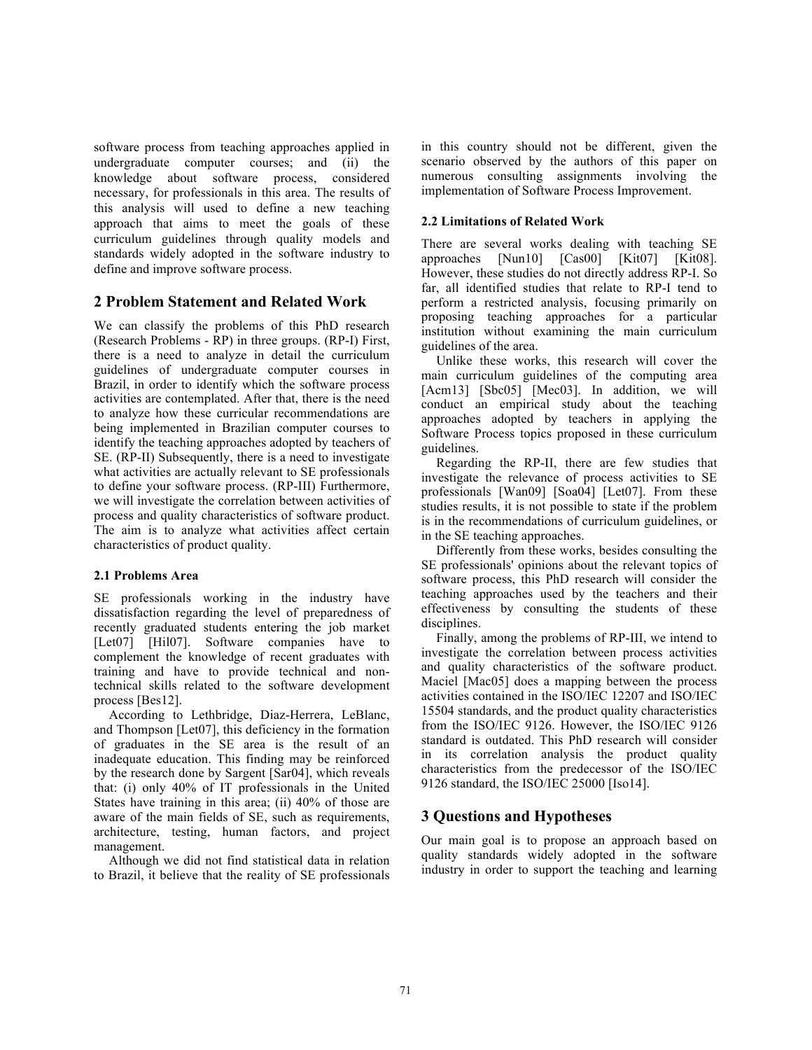software process from teaching approaches applied in undergraduate computer courses; and (ii) the knowledge about software process, considered necessary, for professionals in this area. The results of this analysis will used to define a new teaching approach that aims to meet the goals of these curriculum guidelines through quality models and standards widely adopted in the software industry to define and improve software process.

## 2 Problem Statement and Related Work

We can classify the problems of this PhD research (Research Problems - RP) in three groups. (RP-I) First, there is a need to analyze in detail the curriculum guidelines of undergraduate computer courses in Brazil, in order to identify which the software process activities are contemplated. After that, there is the need to analyze how these curricular recommendations are being implemented in Brazilian computer courses to identify the teaching approaches adopted by teachers of SE. (RP-II) Subsequently, there is a need to investigate what activities are actually relevant to SE professionals to define your software process. (RP-III) Furthermore, we will investigate the correlation between activities of process and quality characteristics of software product. The aim is to analyze what activities affect certain characteristics of product quality.

### 2.1 Problems Area

SE professionals working in the industry have dissatisfaction regarding the level of preparedness of recently graduated students entering the job market [Let07] [Hil07]. Software companies have to complement the knowledge of recent graduates with training and have to provide technical and non-technical skills related to the software development process [Bes12].

According to Lethbridge, Diaz-Herrera, LeBlanc, and Thompson [Let07], this deficiency in the formation of graduates in the SE area is the result of an inadequate education. This finding may be reinforced by the research done by Sargent [Sar04], which reveals that: (i) only 40% of IT professionals in the United States have training in this area; (ii) 40% of those are aware of the main fields of SE, such as requirements, architecture, testing, human factors, and project management.

Although we did not find statistical data in relation to Brazil, it believe that the reality of SE professionals in this country should not be different, given the scenario observed by the authors of this paper on numerous consulting assignments involving the implementation of Software Process Improvement.

### 2.2 Limitations of Related Work

There are several works dealing with teaching SE approaches [Nun10] [Cas00] [Kit07] [Kit08]. However, these studies do not directly address RP-I. So far, all identified studies that relate to RP-I tend to perform a restricted analysis, focusing primarily on proposing teaching approaches for a particular institution without examining the main curriculum guidelines of the area.

Unlike these works, this research will cover the main curriculum guidelines of the computing area [Acm13] [Sbc05] [Mec03]. In addition, we will conduct an empirical study about the teaching approaches adopted by teachers in applying the Software Process topics proposed in these curriculum guidelines.

Regarding the RP-II, there are few studies that investigate the relevance of process activities to SE professionals [Wan09] [Soa04] [Let07]. From these studies results, it is not possible to state if the problem is in the recommendations of curriculum guidelines, or in the SE teaching approaches.

Differently from these works, besides consulting the SE professionals' opinions about the relevant topics of software process, this PhD research will consider the teaching approaches used by the teachers and their effectiveness by consulting the students of these disciplines.

Finally, among the problems of RP-III, we intend to investigate the correlation between process activities and quality characteristics of the software product. Maciel [Mac05] does a mapping between the process activities contained in the ISO/IEC 12207 and ISO/IEC 15504 standards, and the product quality characteristics from the ISO/IEC 9126. However, the ISO/IEC 9126 standard is outdated. This PhD research will consider in its correlation analysis the product quality characteristics from the predecessor of the ISO/IEC 9126 standard, the ISO/IEC 25000 [Iso14].

## 3 Questions and Hypotheses

Our main goal is to propose an approach based on quality standards widely adopted in the software industry in order to support the teaching and learning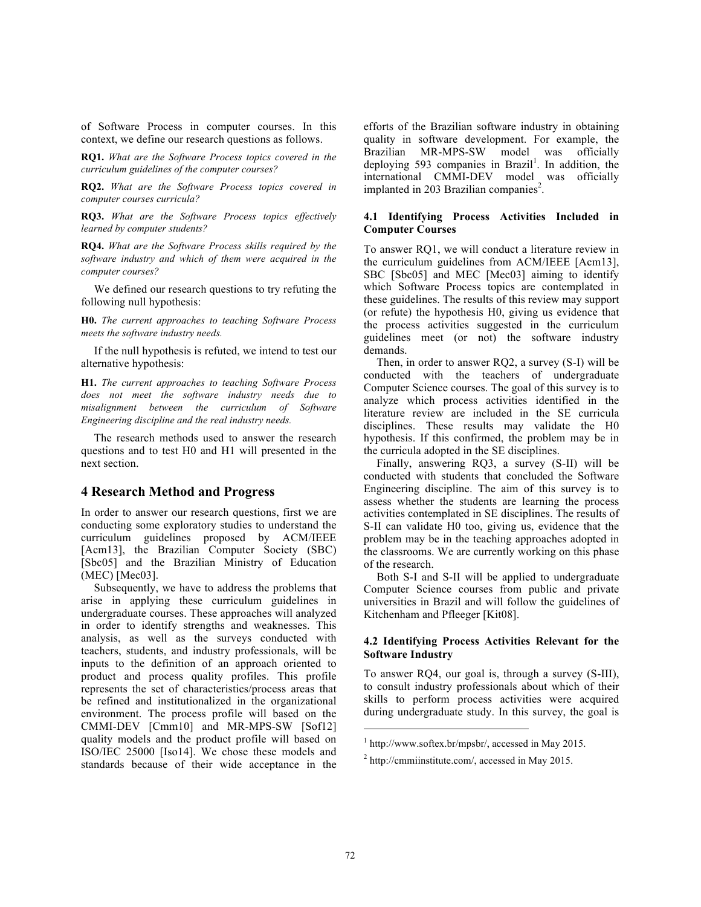of Software Process in computer courses. In this context, we define our research questions as follows.

**RQ1.** *What are the Software Process topics covered in the curriculum guidelines of the computer courses?*

**RQ2.** *What are the Software Process topics covered in computer courses curricula?*

**RQ3.** *What are the Software Process topics effectively learned by computer students?*

**RQ4.** *What are the Software Process skills required by the software industry and which of them were acquired in the computer courses?*

We defined our research questions to try refuting the following null hypothesis:

**H0.** *The current approaches to teaching Software Process meets the software industry needs.*

If the null hypothesis is refuted, we intend to test our alternative hypothesis:

**H1.** *The current approaches to teaching Software Process does not meet the software industry needs due to misalignment between the curriculum of Software Engineering discipline and the real industry needs.*

The research methods used to answer the research questions and to test H0 and H1 will presented in the next section.

## 4 Research Method and Progress

In order to answer our research questions, first we are conducting some exploratory studies to understand the curriculum guidelines proposed by ACM/IEEE [Acm13], the Brazilian Computer Society (SBC) [Sbc05] and the Brazilian Ministry of Education (MEC) [Mec03].

Subsequently, we have to address the problems that arise in applying these curriculum guidelines in undergraduate courses. These approaches will analyzed in order to identify strengths and weaknesses. This analysis, as well as the surveys conducted with teachers, students, and industry professionals, will be inputs to the definition of an approach oriented to product and process quality profiles. This profile represents the set of characteristics/process areas that be refined and institutionalized in the organizational environment. The process profile will based on the CMMI-DEV [Cmm10] and MR-MPS-SW [Sof12] quality models and the product profile will based on ISO/IEC 25000 [Iso14]. We chose these models and standards because of their wide acceptance in the efforts of the Brazilian software industry in obtaining quality in software development. For example, the Brazilian MR-MPS-SW model was officially deploying 593 companies in Brazil[1]. In addition, the international CMMI-DEV model was officially implanted in 203 Brazilian companies[2].

### 4.1 Identifying Process Activities Included in Computer Courses

To answer RQ1, we will conduct a literature review in the curriculum guidelines from ACM/IEEE [Acm13], SBC [Sbc05] and MEC [Mec03] aiming to identify which Software Process topics are contemplated in these guidelines. The results of this review may support (or refute) the hypothesis H0, giving us evidence that the process activities suggested in the curriculum guidelines meet (or not) the software industry demands.

Then, in order to answer RQ2, a survey (S-I) will be conducted with the teachers of undergraduate Computer Science courses. The goal of this survey is to analyze which process activities identified in the literature review are included in the SE curricula disciplines. These results may validate the H0 hypothesis. If this confirmed, the problem may be in the curricula adopted in the SE disciplines.

Finally, answering RQ3, a survey (S-II) will be conducted with students that concluded the Software Engineering discipline. The aim of this survey is to assess whether the students are learning the process activities contemplated in SE disciplines. The results of S-II can validate H0 too, giving us, evidence that the problem may be in the teaching approaches adopted in the classrooms. We are currently working on this phase of the research.

Both S-I and S-II will be applied to undergraduate Computer Science courses from public and private universities in Brazil and will follow the guidelines of Kitchenham and Pfleeger [Kit08].

### 4.2 Identifying Process Activities Relevant for the Software Industry

To answer RQ4, our goal is, through a survey (S-III), to consult industry professionals about which of their skills to perform process activities were acquired during undergraduate study. In this survey, the goal is

[1] http://www.softex.br/mpsbr/, accessed in May 2015.

[2] http://cmmiinstitute.com/, accessed in May 2015.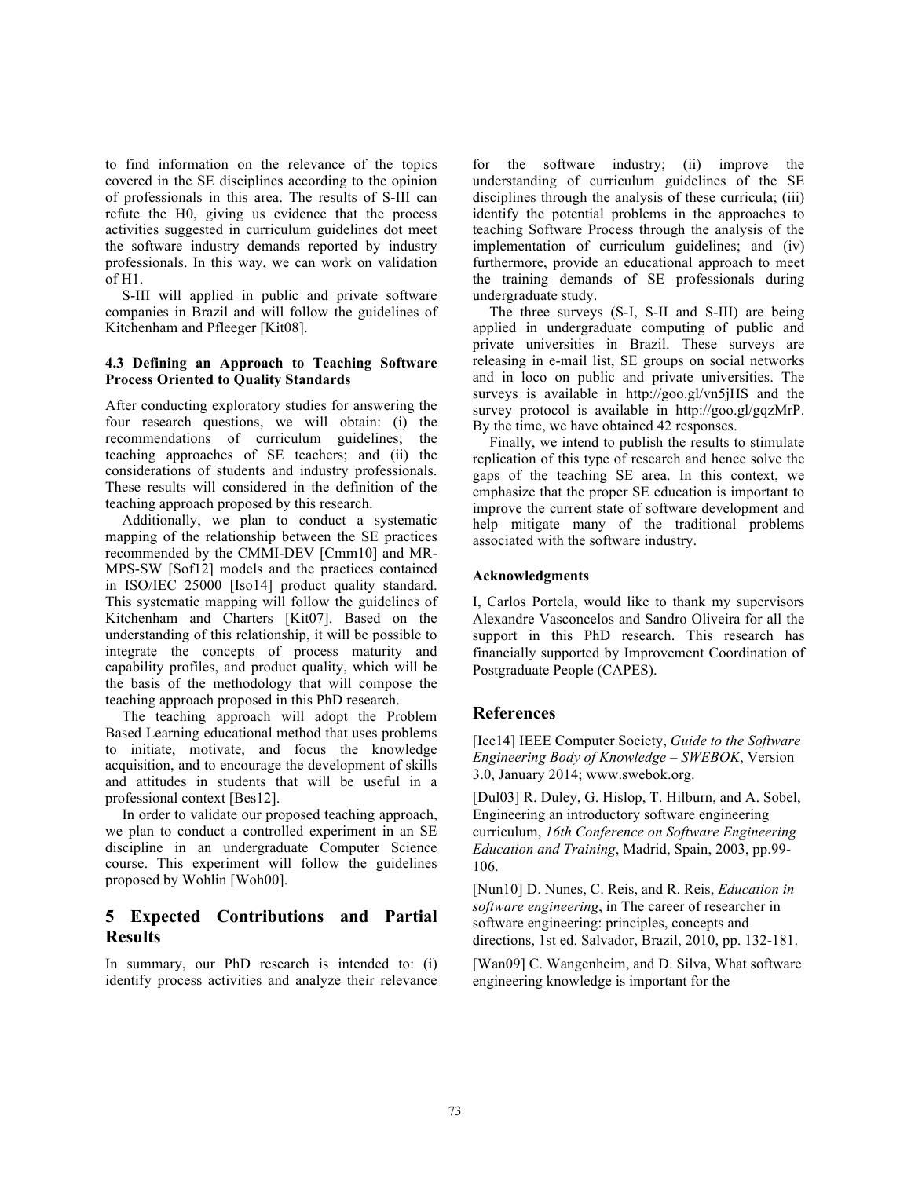to find information on the relevance of the topics covered in the SE disciplines according to the opinion of professionals in this area. The results of S-III can refute the H0, giving us evidence that the process activities suggested in curriculum guidelines dot meet the software industry demands reported by industry professionals. In this way, we can work on validation of H1.

S-III will applied in public and private software companies in Brazil and will follow the guidelines of Kitchenham and Pfleeger [Kit08].

### 4.3 Defining an Approach to Teaching Software Process Oriented to Quality Standards

After conducting exploratory studies for answering the four research questions, we will obtain: (i) the recommendations of curriculum guidelines; the teaching approaches of SE teachers; and (ii) the considerations of students and industry professionals. These results will considered in the definition of the teaching approach proposed by this research.

Additionally, we plan to conduct a systematic mapping of the relationship between the SE practices recommended by the CMMI-DEV [Cmm10] and MR-MPS-SW [Sof12] models and the practices contained in ISO/IEC 25000 [Iso14] product quality standard. This systematic mapping will follow the guidelines of Kitchenham and Charters [Kit07]. Based on the understanding of this relationship, it will be possible to integrate the concepts of process maturity and capability profiles, and product quality, which will be the basis of the methodology that will compose the teaching approach proposed in this PhD research.

The teaching approach will adopt the Problem Based Learning educational method that uses problems to initiate, motivate, and focus the knowledge acquisition, and to encourage the development of skills and attitudes in students that will be useful in a professional context [Bes12].

In order to validate our proposed teaching approach, we plan to conduct a controlled experiment in an SE discipline in an undergraduate Computer Science course. This experiment will follow the guidelines proposed by Wohlin [Woh00].

## 5 Expected Contributions and Partial Results

In summary, our PhD research is intended to: (i) identify process activities and analyze their relevance for the software industry; (ii) improve the understanding of curriculum guidelines of the SE disciplines through the analysis of these curricula; (iii) identify the potential problems in the approaches to teaching Software Process through the analysis of the implementation of curriculum guidelines; and (iv) furthermore, provide an educational approach to meet the training demands of SE professionals during undergraduate study.

The three surveys (S-I, S-II and S-III) are being applied in undergraduate computing of public and private universities in Brazil. These surveys are releasing in e-mail list, SE groups on social networks and in loco on public and private universities. The surveys is available in http://goo.gl/vn5jHS and the survey protocol is available in http://goo.gl/gqzMrP. By the time, we have obtained 42 responses.

Finally, we intend to publish the results to stimulate replication of this type of research and hence solve the gaps of the teaching SE area. In this context, we emphasize that the proper SE education is important to improve the current state of software development and help mitigate many of the traditional problems associated with the software industry.

### Acknowledgments

I, Carlos Portela, would like to thank my supervisors Alexandre Vasconcelos and Sandro Oliveira for all the support in this PhD research. This research has financially supported by Improvement Coordination of Postgraduate People (CAPES).

## References

[Iee14] IEEE Computer Society, *Guide to the Software Engineering Body of Knowledge – SWEBOK*, Version 3.0, January 2014; www.swebok.org.

[Dul03] R. Duley, G. Hislop, T. Hilburn, and A. Sobel, Engineering an introductory software engineering curriculum, *16th Conference on Software Engineering Education and Training*, Madrid, Spain, 2003, pp.99-106.

[Nun10] D. Nunes, C. Reis, and R. Reis, *Education in software engineering*, in The career of researcher in software engineering: principles, concepts and directions, 1st ed. Salvador, Brazil, 2010, pp. 132-181.

[Wan09] C. Wangenheim, and D. Silva, What software engineering knowledge is important for the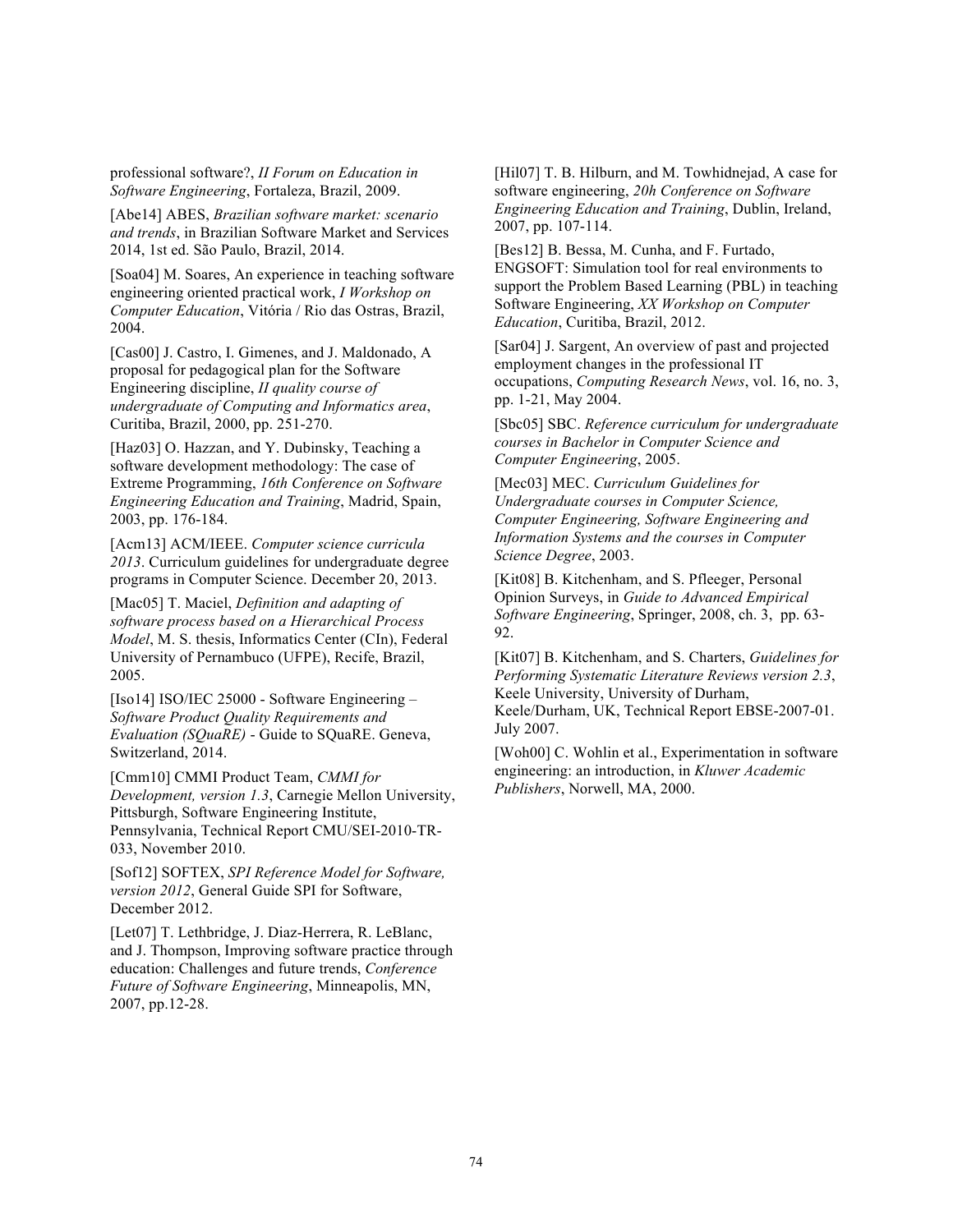professional software?, *II Forum on Education in Software Engineering*, Fortaleza, Brazil, 2009.

[Abe14] ABES, *Brazilian software market: scenario and trends*, in Brazilian Software Market and Services 2014, 1st ed. São Paulo, Brazil, 2014.

[Soa04] M. Soares, An experience in teaching software engineering oriented practical work, *I Workshop on Computer Education*, Vitória / Rio das Ostras, Brazil, 2004.

[Cas00] J. Castro, I. Gimenes, and J. Maldonado, A proposal for pedagogical plan for the Software Engineering discipline, *II quality course of undergraduate of Computing and Informatics area*, Curitiba, Brazil, 2000, pp. 251-270.

[Haz03] O. Hazzan, and Y. Dubinsky, Teaching a software development methodology: The case of Extreme Programming, *16th Conference on Software Engineering Education and Training*, Madrid, Spain, 2003, pp. 176-184.

[Acm13] ACM/IEEE. *Computer science curricula 2013*. Curriculum guidelines for undergraduate degree programs in Computer Science. December 20, 2013.

[Mac05] T. Maciel, *Definition and adapting of software process based on a Hierarchical Process Model*, M. S. thesis, Informatics Center (CIn), Federal University of Pernambuco (UFPE), Recife, Brazil, 2005.

[Iso14] ISO/IEC 25000 - Software Engineering – *Software Product Quality Requirements and Evaluation (SQuaRE)* - Guide to SQuaRE. Geneva, Switzerland, 2014.

[Cmm10] CMMI Product Team, *CMMI for Development, version 1.3*, Carnegie Mellon University, Pittsburgh, Software Engineering Institute, Pennsylvania, Technical Report CMU/SEI-2010-TR-033, November 2010.

[Sof12] SOFTEX, *SPI Reference Model for Software, version 2012*, General Guide SPI for Software, December 2012.

[Let07] T. Lethbridge, J. Diaz-Herrera, R. LeBlanc, and J. Thompson, Improving software practice through education: Challenges and future trends, *Conference Future of Software Engineering*, Minneapolis, MN, 2007, pp.12-28.

[Hil07] T. B. Hilburn, and M. Towhidnejad, A case for software engineering, *20h Conference on Software Engineering Education and Training*, Dublin, Ireland, 2007, pp. 107-114.

[Bes12] B. Bessa, M. Cunha, and F. Furtado, ENGSOFT: Simulation tool for real environments to support the Problem Based Learning (PBL) in teaching Software Engineering, *XX Workshop on Computer Education*, Curitiba, Brazil, 2012.

[Sar04] J. Sargent, An overview of past and projected employment changes in the professional IT occupations, *Computing Research News*, vol. 16, no. 3, pp. 1-21, May 2004.

[Sbc05] SBC. *Reference curriculum for undergraduate courses in Bachelor in Computer Science and Computer Engineering*, 2005.

[Mec03] MEC. *Curriculum Guidelines for Undergraduate courses in Computer Science, Computer Engineering, Software Engineering and Information Systems and the courses in Computer Science Degree*, 2003.

[Kit08] B. Kitchenham, and S. Pfleeger, Personal Opinion Surveys, in *Guide to Advanced Empirical Software Engineering*, Springer, 2008, ch. 3, pp. 63-92.

[Kit07] B. Kitchenham, and S. Charters, *Guidelines for Performing Systematic Literature Reviews version 2.3*, Keele University, University of Durham, Keele/Durham, UK, Technical Report EBSE-2007-01. July 2007.

[Woh00] C. Wohlin et al., Experimentation in software engineering: an introduction, in *Kluwer Academic Publishers*, Norwell, MA, 2000.